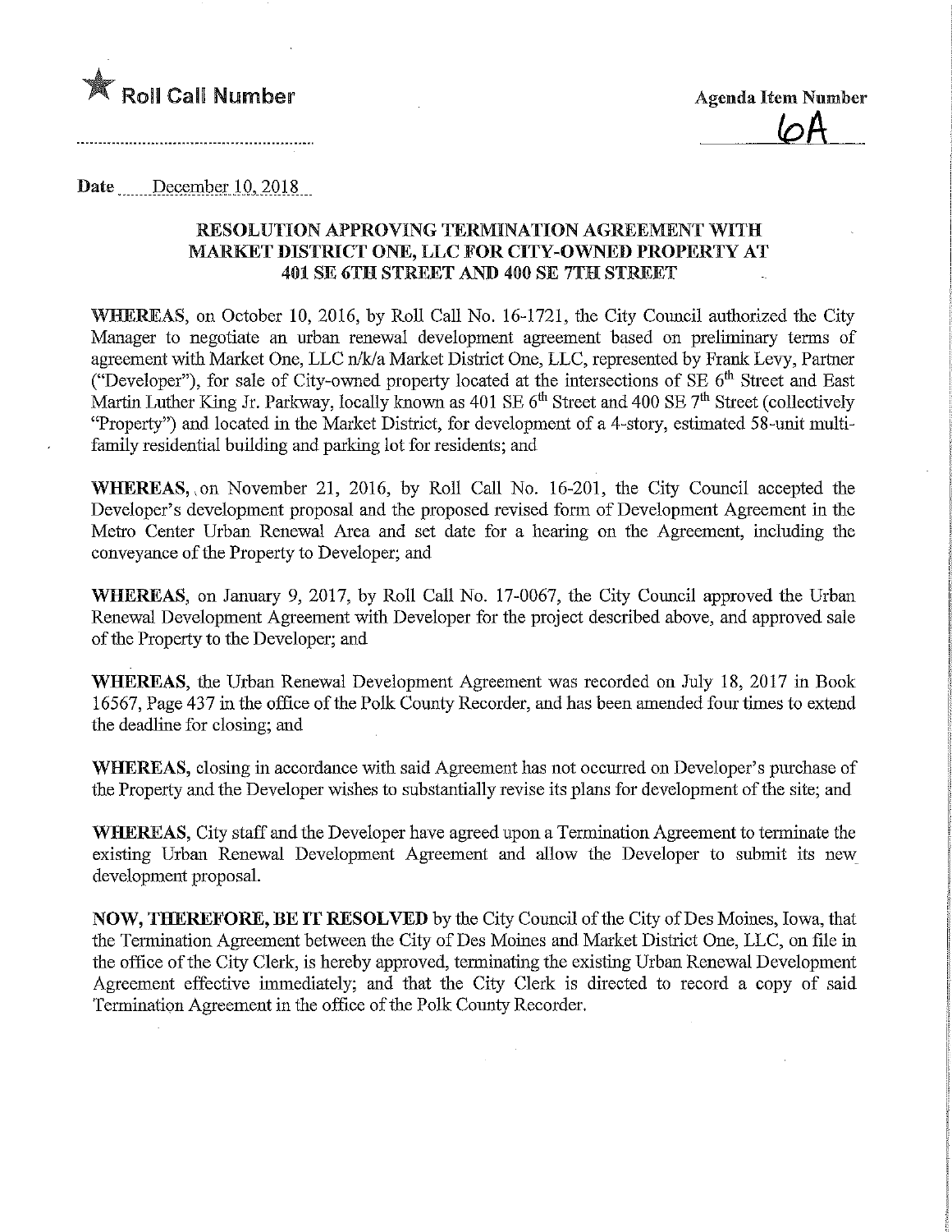★ **Roll Call Number**

**Agenda Item Number**

6A

**Date** December 10, 2018

## RESOLUTION APPROVING TERMINATION AGREEMENT WITH MARKET DISTRICT ONE, LLC FOR CITY-OWNED PROPERTY AT 401 SE 6TH STREET AND 400 SE 7TH STREET

**WHEREAS**, on October 10, 2016, by Roll Call No. 16-1721, the City Council authorized the City Manager to negotiate an urban renewal development agreement based on preliminary terms of agreement with Market One, LLC n/k/a Market District One, LLC, represented by Frank Levy, Partner ("Developer"), for sale of City-owned property located at the intersections of SE 6th Street and East Martin Luther King Jr. Parkway, locally known as 401 SE 6th Street and 400 SE 7th Street (collectively "Property") and located in the Market District, for development of a 4-story, estimated 58-unit multi-family residential building and parking lot for residents; and

**WHEREAS**, on November 21, 2016, by Roll Call No. 16-201, the City Council accepted the Developer's development proposal and the proposed revised form of Development Agreement in the Metro Center Urban Renewal Area and set date for a hearing on the Agreement, including the conveyance of the Property to Developer; and

**WHEREAS**, on January 9, 2017, by Roll Call No. 17-0067, the City Council approved the Urban Renewal Development Agreement with Developer for the project described above, and approved sale of the Property to the Developer; and

**WHEREAS**, the Urban Renewal Development Agreement was recorded on July 18, 2017 in Book 16567, Page 437 in the office of the Polk County Recorder, and has been amended four times to extend the deadline for closing; and

**WHEREAS**, closing in accordance with said Agreement has not occurred on Developer's purchase of the Property and the Developer wishes to substantially revise its plans for development of the site; and

**WHEREAS**, City staff and the Developer have agreed upon a Termination Agreement to terminate the existing Urban Renewal Development Agreement and allow the Developer to submit its new development proposal.

**NOW, THEREFORE, BE IT RESOLVED** by the City Council of the City of Des Moines, Iowa, that the Termination Agreement between the City of Des Moines and Market District One, LLC, on file in the office of the City Clerk, is hereby approved, terminating the existing Urban Renewal Development Agreement effective immediately; and that the City Clerk is directed to record a copy of said Termination Agreement in the office of the Polk County Recorder.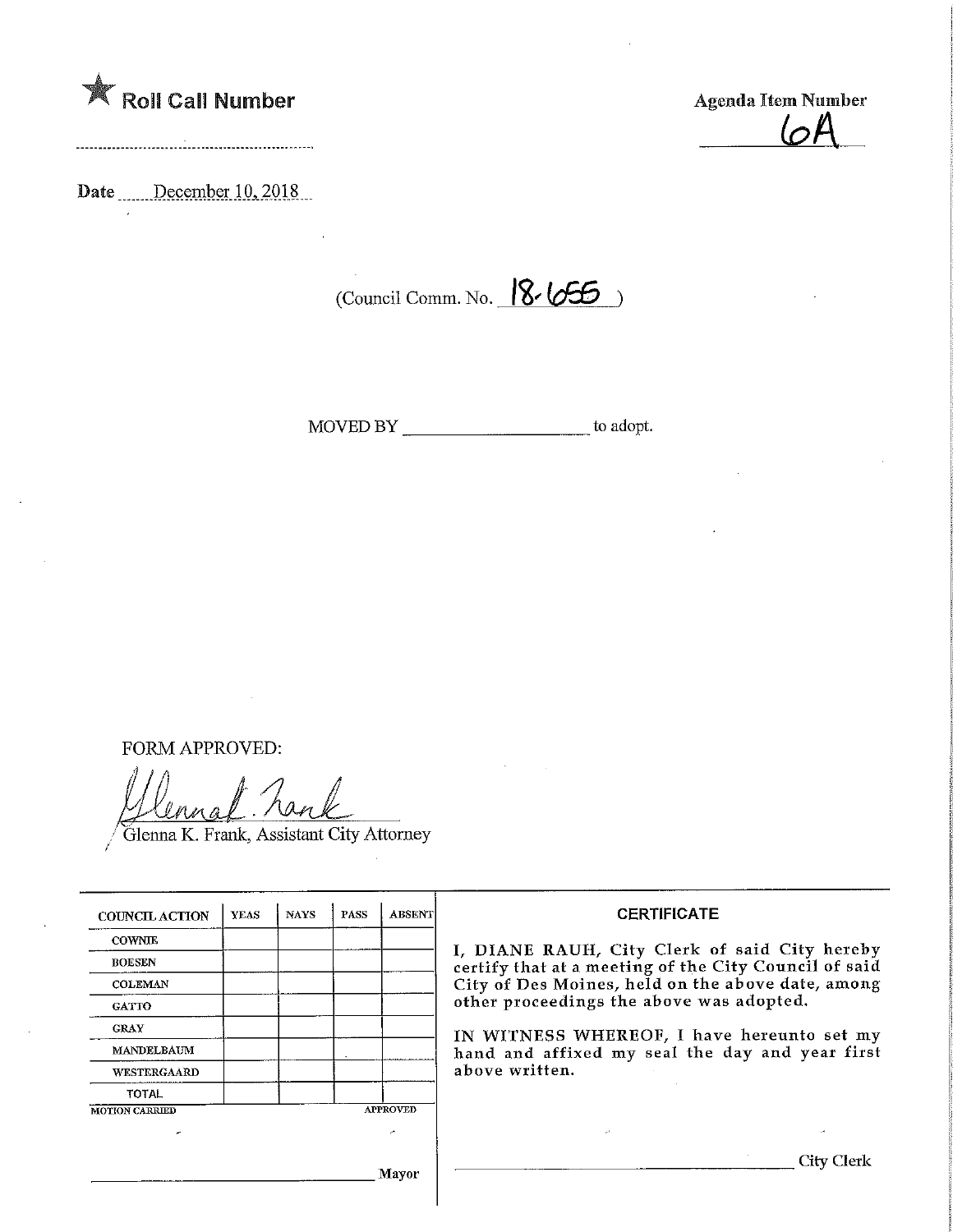★ Roll Call Number

Agenda Item Number

6A

Date December 10, 2018

(Council Comm. No. 18-655)

MOVED BY ____________________ to adopt.

FORM APPROVED:

Glenna K. Frank, Assistant City Attorney

| COUNCIL ACTION | YEAS | NAYS | PASS | ABSENT |
|---|---|---|---|---|
| COWNIE | | | | |
| BOESEN | | | | |
| COLEMAN | | | | |
| GATTO | | | | |
| GRAY | | | | |
| MANDELBAUM | | | | |
| WESTERGAARD | | | | |
| TOTAL | | | | |

MOTION CARRIED APPROVED

____________________ Mayor

**CERTIFICATE**

I, DIANE RAUH, City Clerk of said City hereby certify that at a meeting of the City Council of said City of Des Moines, held on the above date, among other proceedings the above was adopted.

IN WITNESS WHEREOF, I have hereunto set my hand and affixed my seal the day and year first above written.

____________________ City Clerk